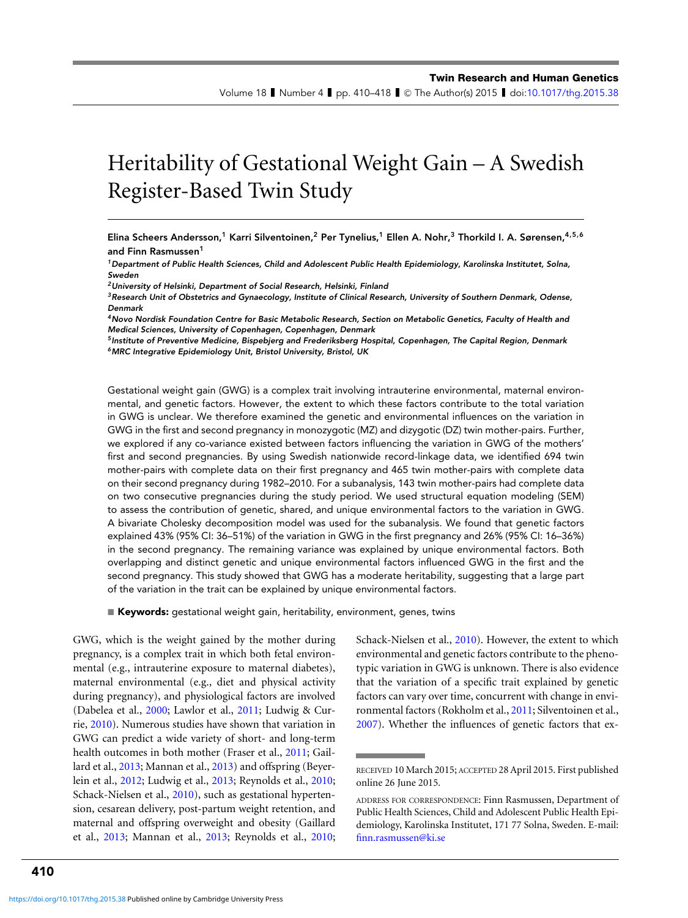# Heritability of Gestational Weight Gain – A Swedish Register-Based Twin Study

**Elina Scheers Andersson,[1] Karri Silventoinen,[2] Per Tynelius,[1] Ellen A. Nohr,[3] Thorkild I. A. Sørensen,[4,5,6] and Finn Rasmussen[1]**

[1] *Department of Public Health Sciences, Child and Adolescent Public Health Epidemiology, Karolinska Institutet, Solna, Sweden*
[2] *University of Helsinki, Department of Social Research, Helsinki, Finland*
[3] *Research Unit of Obstetrics and Gynaecology, Institute of Clinical Research, University of Southern Denmark, Odense, Denmark*
[4] *Novo Nordisk Foundation Centre for Basic Metabolic Research, Section on Metabolic Genetics, Faculty of Health and Medical Sciences, University of Copenhagen, Copenhagen, Denmark*
[5] *Institute of Preventive Medicine, Bispebjerg and Frederiksberg Hospital, Copenhagen, The Capital Region, Denmark*
[6] *MRC Integrative Epidemiology Unit, Bristol University, Bristol, UK*

Gestational weight gain (GWG) is a complex trait involving intrauterine environmental, maternal environmental, and genetic factors. However, the extent to which these factors contribute to the total variation in GWG is unclear. We therefore examined the genetic and environmental influences on the variation in GWG in the first and second pregnancy in monozygotic (MZ) and dizygotic (DZ) twin mother-pairs. Further, we explored if any co-variance existed between factors influencing the variation in GWG of the mothers' first and second pregnancies. By using Swedish nationwide record-linkage data, we identified 694 twin mother-pairs with complete data on their first pregnancy and 465 twin mother-pairs with complete data on their second pregnancy during 1982–2010. For a subanalysis, 143 twin mother-pairs had complete data on two consecutive pregnancies during the study period. We used structural equation modeling (SEM) to assess the contribution of genetic, shared, and unique environmental factors to the variation in GWG. A bivariate Cholesky decomposition model was used for the subanalysis. We found that genetic factors explained 43% (95% CI: 36–51%) of the variation in GWG in the first pregnancy and 26% (95% CI: 16–36%) in the second pregnancy. The remaining variance was explained by unique environmental factors. Both overlapping and distinct genetic and unique environmental factors influenced GWG in the first and the second pregnancy. This study showed that GWG has a moderate heritability, suggesting that a large part of the variation in the trait can be explained by unique environmental factors.

**Keywords:** gestational weight gain, heritability, environment, genes, twins

GWG, which is the weight gained by the mother during pregnancy, is a complex trait in which both fetal environmental (e.g., intrauterine exposure to maternal diabetes), maternal environmental (e.g., diet and physical activity during pregnancy), and physiological factors are involved (Dabelea et al., 2000; Lawlor et al., 2011; Ludwig & Currie, 2010). Numerous studies have shown that variation in GWG can predict a wide variety of short- and long-term health outcomes in both mother (Fraser et al., 2011; Gaillard et al., 2013; Mannan et al., 2013) and offspring (Beyerlein et al., 2012; Ludwig et al., 2013; Reynolds et al., 2010; Schack-Nielsen et al., 2010), such as gestational hypertension, cesarean delivery, post-partum weight retention, and maternal and offspring overweight and obesity (Gaillard et al., 2013; Mannan et al., 2013; Reynolds et al., 2010; Schack-Nielsen et al., 2010). However, the extent to which environmental and genetic factors contribute to the phenotypic variation in GWG is unknown. There is also evidence that the variation of a specific trait explained by genetic factors can vary over time, concurrent with change in environmental factors (Rokholm et al., 2011; Silventoinen et al., 2007). Whether the influences of genetic factors that ex-

RECEIVED 10 March 2015; ACCEPTED 28 April 2015. First published online 26 June 2015.

ADDRESS FOR CORRESPONDENCE: Finn Rasmussen, Department of Public Health Sciences, Child and Adolescent Public Health Epidemiology, Karolinska Institutet, 171 77 Solna, Sweden. E-mail: finn.rasmussen@ki.se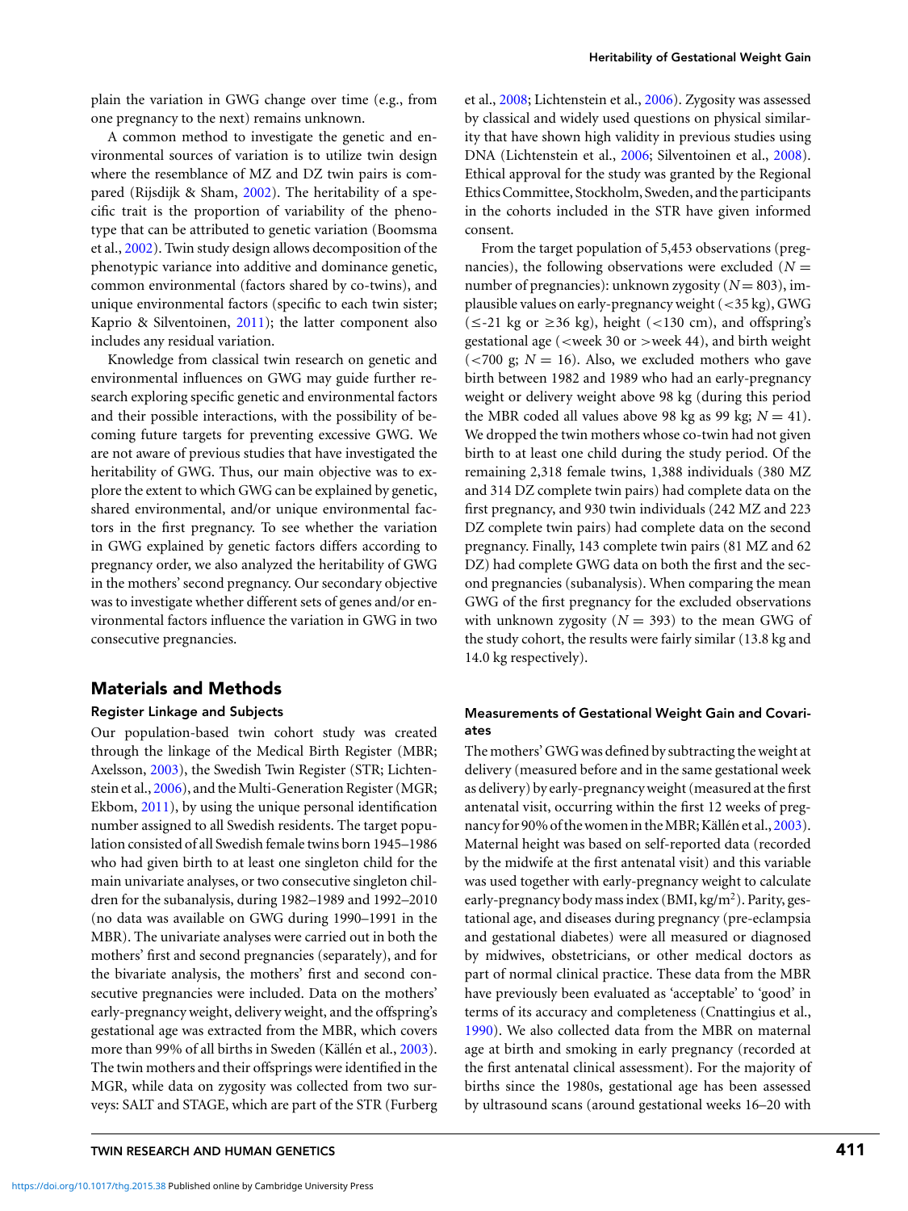plain the variation in GWG change over time (e.g., from one pregnancy to the next) remains unknown.

A common method to investigate the genetic and environmental sources of variation is to utilize twin design where the resemblance of MZ and DZ twin pairs is compared (Rijsdijk & Sham, 2002). The heritability of a specific trait is the proportion of variability of the phenotype that can be attributed to genetic variation (Boomsma et al., 2002). Twin study design allows decomposition of the phenotypic variance into additive and dominance genetic, common environmental (factors shared by co-twins), and unique environmental factors (specific to each twin sister; Kaprio & Silventoinen, 2011); the latter component also includes any residual variation.

Knowledge from classical twin research on genetic and environmental influences on GWG may guide further research exploring specific genetic and environmental factors and their possible interactions, with the possibility of becoming future targets for preventing excessive GWG. We are not aware of previous studies that have investigated the heritability of GWG. Thus, our main objective was to explore the extent to which GWG can be explained by genetic, shared environmental, and/or unique environmental factors in the first pregnancy. To see whether the variation in GWG explained by genetic factors differs according to pregnancy order, we also analyzed the heritability of GWG in the mothers' second pregnancy. Our secondary objective was to investigate whether different sets of genes and/or environmental factors influence the variation in GWG in two consecutive pregnancies.

## Materials and Methods

### Register Linkage and Subjects

Our population-based twin cohort study was created through the linkage of the Medical Birth Register (MBR; Axelsson, 2003), the Swedish Twin Register (STR; Lichtenstein et al., 2006), and the Multi-Generation Register (MGR; Ekbom, 2011), by using the unique personal identification number assigned to all Swedish residents. The target population consisted of all Swedish female twins born 1945–1986 who had given birth to at least one singleton child for the main univariate analyses, or two consecutive singleton children for the subanalysis, during 1982–1989 and 1992–2010 (no data was available on GWG during 1990–1991 in the MBR). The univariate analyses were carried out in both the mothers' first and second pregnancies (separately), and for the bivariate analysis, the mothers' first and second consecutive pregnancies were included. Data on the mothers' early-pregnancy weight, delivery weight, and the offspring's gestational age was extracted from the MBR, which covers more than 99% of all births in Sweden (Källén et al., 2003). The twin mothers and their offsprings were identified in the MGR, while data on zygosity was collected from two surveys: SALT and STAGE, which are part of the STR (Furberg et al., 2008; Lichtenstein et al., 2006). Zygosity was assessed by classical and widely used questions on physical similarity that have shown high validity in previous studies using DNA (Lichtenstein et al., 2006; Silventoinen et al., 2008). Ethical approval for the study was granted by the Regional Ethics Committee, Stockholm, Sweden, and the participants in the cohorts included in the STR have given informed consent.

From the target population of 5,453 observations (pregnancies), the following observations were excluded ($N$ = number of pregnancies): unknown zygosity ($N = 803$), implausible values on early-pregnancy weight (<35 kg), GWG (≤-21 kg or ≥36 kg), height (<130 cm), and offspring's gestational age (<week 30 or >week 44), and birth weight (<700 g; $N = 16$). Also, we excluded mothers who gave birth between 1982 and 1989 who had an early-pregnancy weight or delivery weight above 98 kg (during this period the MBR coded all values above 98 kg as 99 kg; $N = 41$). We dropped the twin mothers whose co-twin had not given birth to at least one child during the study period. Of the remaining 2,318 female twins, 1,388 individuals (380 MZ and 314 DZ complete twin pairs) had complete data on the first pregnancy, and 930 twin individuals (242 MZ and 223 DZ complete twin pairs) had complete data on the second pregnancy. Finally, 143 complete twin pairs (81 MZ and 62 DZ) had complete GWG data on both the first and the second pregnancies (subanalysis). When comparing the mean GWG of the first pregnancy for the excluded observations with unknown zygosity ($N = 393$) to the mean GWG of the study cohort, the results were fairly similar (13.8 kg and 14.0 kg respectively).

### Measurements of Gestational Weight Gain and Covariates

The mothers' GWG was defined by subtracting the weight at delivery (measured before and in the same gestational week as delivery) by early-pregnancy weight (measured at the first antenatal visit, occurring within the first 12 weeks of pregnancy for 90% of the women in the MBR; Källén et al., 2003). Maternal height was based on self-reported data (recorded by the midwife at the first antenatal visit) and this variable was used together with early-pregnancy weight to calculate early-pregnancy body mass index (BMI, kg/m$^2$). Parity, gestational age, and diseases during pregnancy (pre-eclampsia and gestational diabetes) were all measured or diagnosed by midwives, obstetricians, or other medical doctors as part of normal clinical practice. These data from the MBR have previously been evaluated as 'acceptable' to 'good' in terms of its accuracy and completeness (Cnattingius et al., 1990). We also collected data from the MBR on maternal age at birth and smoking in early pregnancy (recorded at the first antenatal clinical assessment). For the majority of births since the 1980s, gestational age has been assessed by ultrasound scans (around gestational weeks 16–20 with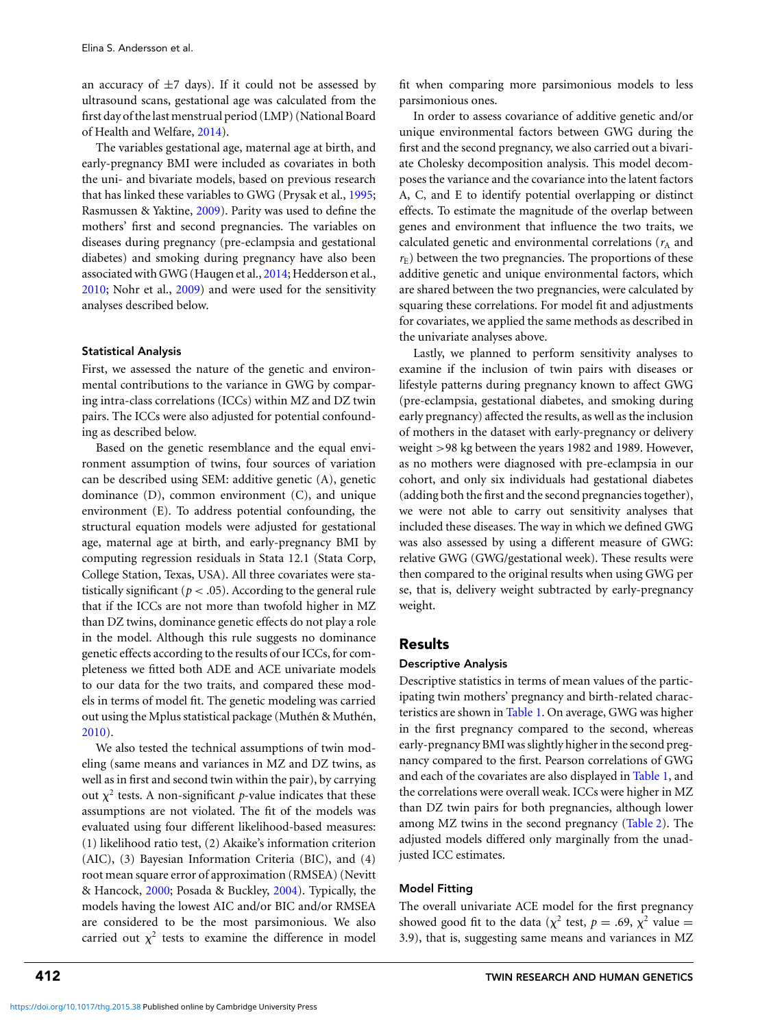an accuracy of ±7 days). If it could not be assessed by ultrasound scans, gestational age was calculated from the first day of the last menstrual period (LMP) (National Board of Health and Welfare, 2014).

The variables gestational age, maternal age at birth, and early-pregnancy BMI were included as covariates in both the uni- and bivariate models, based on previous research that has linked these variables to GWG (Prysak et al., 1995; Rasmussen & Yaktine, 2009). Parity was used to define the mothers' first and second pregnancies. The variables on diseases during pregnancy (pre-eclampsia and gestational diabetes) and smoking during pregnancy have also been associated with GWG (Haugen et al., 2014; Hedderson et al., 2010; Nohr et al., 2009) and were used for the sensitivity analyses described below.

### Statistical Analysis

First, we assessed the nature of the genetic and environmental contributions to the variance in GWG by comparing intra-class correlations (ICCs) within MZ and DZ twin pairs. The ICCs were also adjusted for potential confounding as described below.

Based on the genetic resemblance and the equal environment assumption of twins, four sources of variation can be described using SEM: additive genetic (A), genetic dominance (D), common environment (C), and unique environment (E). To address potential confounding, the structural equation models were adjusted for gestational age, maternal age at birth, and early-pregnancy BMI by computing regression residuals in Stata 12.1 (Stata Corp, College Station, Texas, USA). All three covariates were statistically significant ($p < .05$). According to the general rule that if the ICCs are not more than twofold higher in MZ than DZ twins, dominance genetic effects do not play a role in the model. Although this rule suggests no dominance genetic effects according to the results of our ICCs, for completeness we fitted both ADE and ACE univariate models to our data for the two traits, and compared these models in terms of model fit. The genetic modeling was carried out using the Mplus statistical package (Muthén & Muthén, 2010).

We also tested the technical assumptions of twin modeling (same means and variances in MZ and DZ twins, as well as in first and second twin within the pair), by carrying out $\chi^2$ tests. A non-significant *p*-value indicates that these assumptions are not violated. The fit of the models was evaluated using four different likelihood-based measures: (1) likelihood ratio test, (2) Akaike's information criterion (AIC), (3) Bayesian Information Criteria (BIC), and (4) root mean square error of approximation (RMSEA) (Nevitt & Hancock, 2000; Posada & Buckley, 2004). Typically, the models having the lowest AIC and/or BIC and/or RMSEA are considered to be the most parsimonious. We also carried out $\chi^2$ tests to examine the difference in model fit when comparing more parsimonious models to less parsimonious ones.

In order to assess covariance of additive genetic and/or unique environmental factors between GWG during the first and the second pregnancy, we also carried out a bivariate Cholesky decomposition analysis. This model decomposes the variance and the covariance into the latent factors A, C, and E to identify potential overlapping or distinct effects. To estimate the magnitude of the overlap between genes and environment that influence the two traits, we calculated genetic and environmental correlations ($r_A$ and $r_E$) between the two pregnancies. The proportions of these additive genetic and unique environmental factors, which are shared between the two pregnancies, were calculated by squaring these correlations. For model fit and adjustments for covariates, we applied the same methods as described in the univariate analyses above.

Lastly, we planned to perform sensitivity analyses to examine if the inclusion of twin pairs with diseases or lifestyle patterns during pregnancy known to affect GWG (pre-eclampsia, gestational diabetes, and smoking during early pregnancy) affected the results, as well as the inclusion of mothers in the dataset with early-pregnancy or delivery weight >98 kg between the years 1982 and 1989. However, as no mothers were diagnosed with pre-eclampsia in our cohort, and only six individuals had gestational diabetes (adding both the first and the second pregnancies together), we were not able to carry out sensitivity analyses that included these diseases. The way in which we defined GWG was also assessed by using a different measure of GWG: relative GWG (GWG/gestational week). These results were then compared to the original results when using GWG per se, that is, delivery weight subtracted by early-pregnancy weight.

## Results

### Descriptive Analysis

Descriptive statistics in terms of mean values of the participating twin mothers' pregnancy and birth-related characteristics are shown in Table 1. On average, GWG was higher in the first pregnancy compared to the second, whereas early-pregnancy BMI was slightly higher in the second pregnancy compared to the first. Pearson correlations of GWG and each of the covariates are also displayed in Table 1, and the correlations were overall weak. ICCs were higher in MZ than DZ twin pairs for both pregnancies, although lower among MZ twins in the second pregnancy (Table 2). The adjusted models differed only marginally from the unadjusted ICC estimates.

### Model Fitting

The overall univariate ACE model for the first pregnancy showed good fit to the data ($\chi^2$ test, $p = .69$, $\chi^2$ value $= 3.9$), that is, suggesting same means and variances in MZ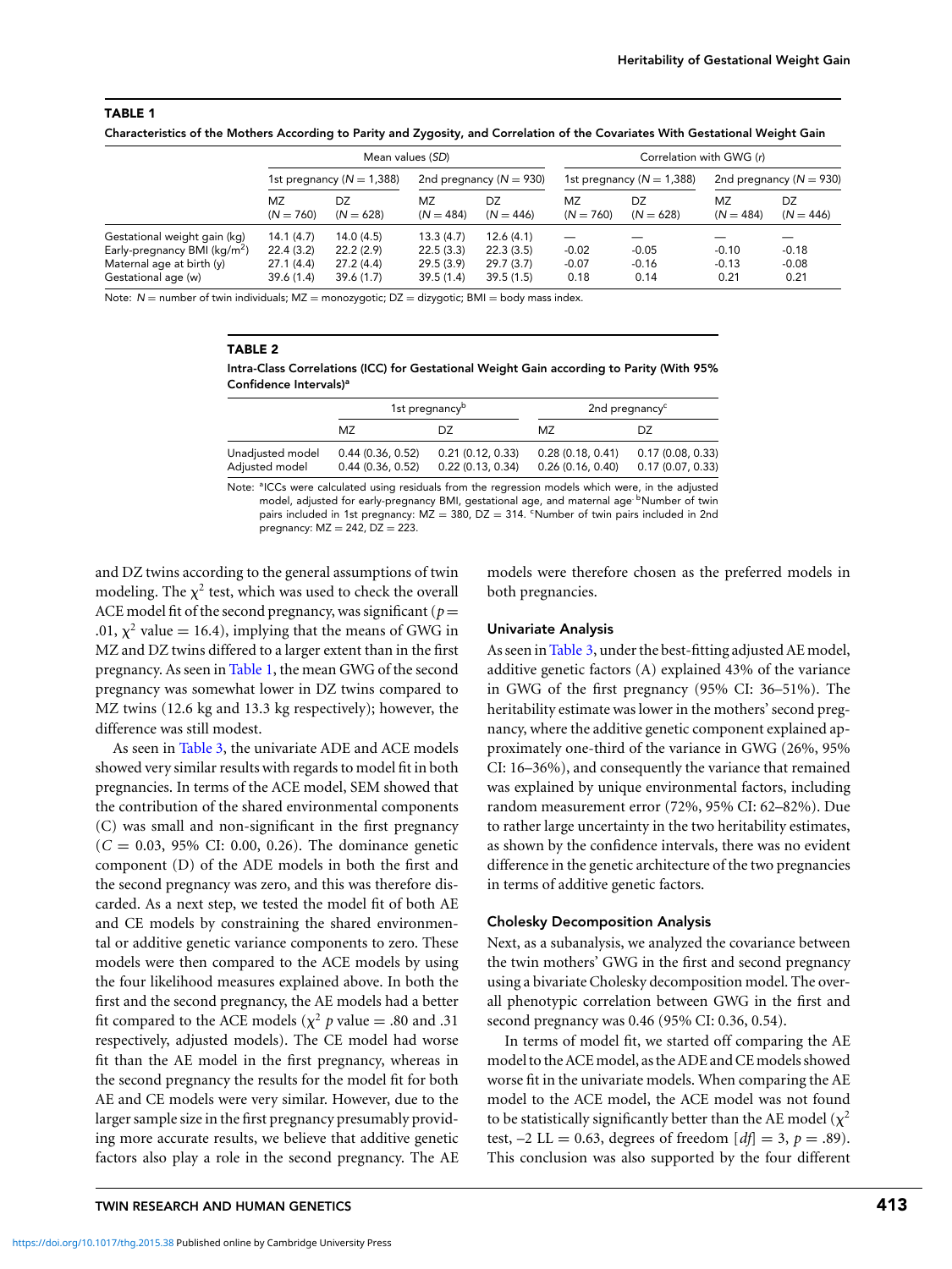**TABLE 1**

**Characteristics of the Mothers According to Parity and Zygosity, and Correlation of the Covariates With Gestational Weight Gain**

| | Mean values (*SD*) | | | | Correlation with GWG (*r*) | | | |
|---|---|---|---|---|---|---|---|---|
| | 1st pregnancy ($N = 1{,}388$) | | 2nd pregnancy ($N = 930$) | | 1st pregnancy ($N = 1{,}388$) | | 2nd pregnancy ($N = 930$) | |
| | MZ ($N = 760$) | DZ ($N = 628$) | MZ ($N = 484$) | DZ ($N = 446$) | MZ ($N = 760$) | DZ ($N = 628$) | MZ ($N = 484$) | DZ ($N = 446$) |
| Gestational weight gain (kg) | 14.1 (4.7) | 14.0 (4.5) | 13.3 (4.7) | 12.6 (4.1) | — | — | — | — |
| Early-pregnancy BMI (kg/m$^2$) | 22.4 (3.2) | 22.2 (2.9) | 22.5 (3.3) | 22.3 (3.5) | -0.02 | -0.05 | -0.10 | -0.18 |
| Maternal age at birth (y) | 27.1 (4.4) | 27.2 (4.4) | 29.5 (3.9) | 29.7 (3.7) | -0.07 | -0.16 | -0.13 | -0.08 |
| Gestational age (w) | 39.6 (1.4) | 39.6 (1.7) | 39.5 (1.4) | 39.5 (1.5) | 0.18 | 0.14 | 0.21 | 0.21 |

Note: $N$ = number of twin individuals; MZ = monozygotic; DZ = dizygotic; BMI = body mass index.

**TABLE 2**

**Intra-Class Correlations (ICC) for Gestational Weight Gain according to Parity (With 95% Confidence Intervals)[a]**

| | 1st pregnancy[b] | | 2nd pregnancy[c] | |
|---|---|---|---|---|
| | MZ | DZ | MZ | DZ |
| Unadjusted model | 0.44 (0.36, 0.52) | 0.21 (0.12, 0.33) | 0.28 (0.18, 0.41) | 0.17 (0.08, 0.33) |
| Adjusted model | 0.44 (0.36, 0.52) | 0.22 (0.13, 0.34) | 0.26 (0.16, 0.40) | 0.17 (0.07, 0.33) |

Note: [a]ICCs were calculated using residuals from the regression models which were, in the adjusted model, adjusted for early-pregnancy BMI, gestational age, and maternal age [b]Number of twin pairs included in 1st pregnancy: MZ = 380, DZ = 314. [c]Number of twin pairs included in 2nd pregnancy: MZ = 242, DZ = 223.

and DZ twins according to the general assumptions of twin modeling. The $\chi^2$ test, which was used to check the overall ACE model fit of the second pregnancy, was significant ($p = .01$, $\chi^2$ value = 16.4), implying that the means of GWG in MZ and DZ twins differed to a larger extent than in the first pregnancy. As seen in Table 1, the mean GWG of the second pregnancy was somewhat lower in DZ twins compared to MZ twins (12.6 kg and 13.3 kg respectively); however, the difference was still modest.

As seen in Table 3, the univariate ADE and ACE models showed very similar results with regards to model fit in both pregnancies. In terms of the ACE model, SEM showed that the contribution of the shared environmental components (C) was small and non-significant in the first pregnancy ($C = 0.03$, 95% CI: 0.00, 0.26). The dominance genetic component (D) of the ADE models in both the first and the second pregnancy was zero, and this was therefore discarded. As a next step, we tested the model fit of both AE and CE models by constraining the shared environmental or additive genetic variance components to zero. These models were then compared to the ACE models by using the four likelihood measures explained above. In both the first and the second pregnancy, the AE models had a better fit compared to the ACE models ($\chi^2$ $p$ value = .80 and .31 respectively, adjusted models). The CE model had worse fit than the AE model in the first pregnancy, whereas in the second pregnancy the results for the model fit for both AE and CE models were very similar. However, due to the larger sample size in the first pregnancy presumably providing more accurate results, we believe that additive genetic factors also play a role in the second pregnancy. The AE models were therefore chosen as the preferred models in both pregnancies.

### Univariate Analysis

As seen in Table 3, under the best-fitting adjusted AE model, additive genetic factors (A) explained 43% of the variance in GWG of the first pregnancy (95% CI: 36–51%). The heritability estimate was lower in the mothers' second pregnancy, where the additive genetic component explained approximately one-third of the variance in GWG (26%, 95% CI: 16–36%), and consequently the variance that remained was explained by unique environmental factors, including random measurement error (72%, 95% CI: 62–82%). Due to rather large uncertainty in the two heritability estimates, as shown by the confidence intervals, there was no evident difference in the genetic architecture of the two pregnancies in terms of additive genetic factors.

### Cholesky Decomposition Analysis

Next, as a subanalysis, we analyzed the covariance between the twin mothers' GWG in the first and second pregnancy using a bivariate Cholesky decomposition model. The overall phenotypic correlation between GWG in the first and second pregnancy was 0.46 (95% CI: 0.36, 0.54).

In terms of model fit, we started off comparing the AE model to the ACE model, as the ADE and CE models showed worse fit in the univariate models. When comparing the AE model to the ACE model, the ACE model was not found to be statistically significantly better than the AE model ($\chi^2$ test, –2 LL = 0.63, degrees of freedom [$df$] = 3, $p = .89$). This conclusion was also supported by the four different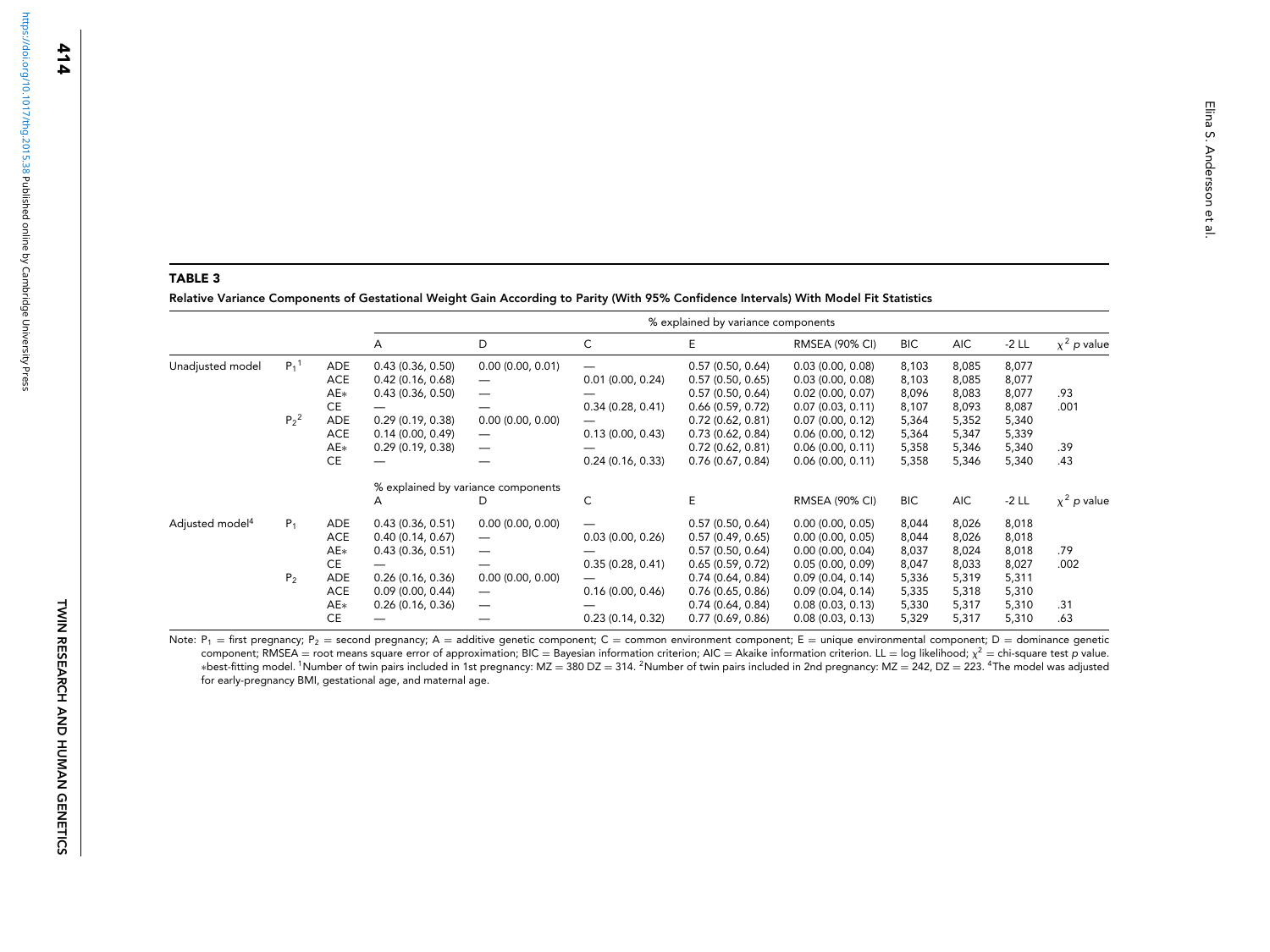**TABLE 3**

**Relative Variance Components of Gestational Weight Gain According to Parity (With 95% Confidence Intervals) With Model Fit Statistics**

| | | | % explained by variance components | | | | | | | | |
|---|---|---|---|---|---|---|---|---|---|---|---|
| | | | A | D | C | E | RMSEA (90% CI) | BIC | AIC | -2 LL | $\chi^2$ *p* value |
| Unadjusted model | $P_1$[1] | ADE | 0.43 (0.36, 0.50) | 0.00 (0.00, 0.01) | — | 0.57 (0.50, 0.64) | 0.03 (0.00, 0.08) | 8,103 | 8,085 | 8,077 | |
| | | ACE | 0.42 (0.16, 0.68) | — | 0.01 (0.00, 0.24) | 0.57 (0.50, 0.65) | 0.03 (0.00, 0.08) | 8,103 | 8,085 | 8,077 | |
| | | AE* | 0.43 (0.36, 0.50) | — | — | 0.57 (0.50, 0.64) | 0.02 (0.00, 0.07) | 8,096 | 8,083 | 8,077 | .93 |
| | | CE | — | — | 0.34 (0.28, 0.41) | 0.66 (0.59, 0.72) | 0.07 (0.03, 0.11) | 8,107 | 8,093 | 8,087 | .001 |
| | $P_2$[2] | ADE | 0.29 (0.19, 0.38) | 0.00 (0.00, 0.00) | — | 0.72 (0.62, 0.81) | 0.07 (0.00, 0.12) | 5,364 | 5,352 | 5,340 | |
| | | ACE | 0.14 (0.00, 0.49) | — | 0.13 (0.00, 0.43) | 0.73 (0.62, 0.84) | 0.06 (0.00, 0.12) | 5,364 | 5,347 | 5,339 | |
| | | AE* | 0.29 (0.19, 0.38) | — | — | 0.72 (0.62, 0.81) | 0.06 (0.00, 0.11) | 5,358 | 5,346 | 5,340 | .39 |
| | | CE | — | — | 0.24 (0.16, 0.33) | 0.76 (0.67, 0.84) | 0.06 (0.00, 0.11) | 5,358 | 5,346 | 5,340 | .43 |
| | | | % explained by variance components | | | | | | | | |
| | | | A | D | C | E | RMSEA (90% CI) | BIC | AIC | -2 LL | $\chi^2$ *p* value |
| Adjusted model[4] | $P_1$ | ADE | 0.43 (0.36, 0.51) | 0.00 (0.00, 0.00) | — | 0.57 (0.50, 0.64) | 0.00 (0.00, 0.05) | 8,044 | 8,026 | 8,018 | |
| | | ACE | 0.40 (0.14, 0.67) | — | 0.03 (0.00, 0.26) | 0.57 (0.49, 0.65) | 0.00 (0.00, 0.05) | 8,044 | 8,026 | 8,018 | |
| | | AE* | 0.43 (0.36, 0.51) | — | — | 0.57 (0.50, 0.64) | 0.00 (0.00, 0.04) | 8,037 | 8,024 | 8,018 | .79 |
| | | CE | — | — | 0.35 (0.28, 0.41) | 0.65 (0.59, 0.72) | 0.05 (0.00, 0.09) | 8,047 | 8,033 | 8,027 | .002 |
| | $P_2$ | ADE | 0.26 (0.16, 0.36) | 0.00 (0.00, 0.00) | — | 0.74 (0.64, 0.84) | 0.09 (0.04, 0.14) | 5,336 | 5,319 | 5,311 | |
| | | ACE | 0.09 (0.00, 0.44) | — | 0.16 (0.00, 0.46) | 0.76 (0.65, 0.86) | 0.09 (0.04, 0.14) | 5,335 | 5,318 | 5,310 | |
| | | AE* | 0.26 (0.16, 0.36) | — | — | 0.74 (0.64, 0.84) | 0.08 (0.03, 0.13) | 5,330 | 5,317 | 5,310 | .31 |
| | | CE | — | — | 0.23 (0.14, 0.32) | 0.77 (0.69, 0.86) | 0.08 (0.03, 0.13) | 5,329 | 5,317 | 5,310 | .63 |

Note: $P_1$ = first pregnancy; $P_2$ = second pregnancy; A = additive genetic component; C = common environment component; E = unique environmental component; D = dominance genetic component; RMSEA = root means square error of approximation; BIC = Bayesian information criterion; AIC = Akaike information criterion. LL = log likelihood; $\chi^2$ = chi-square test *p* value. *best-fitting model. [1]Number of twin pairs included in 1st pregnancy: MZ = 380 DZ = 314. [2]Number of twin pairs included in 2nd pregnancy: MZ = 242, DZ = 223. [4]The model was adjusted for early-pregnancy BMI, gestational age, and maternal age.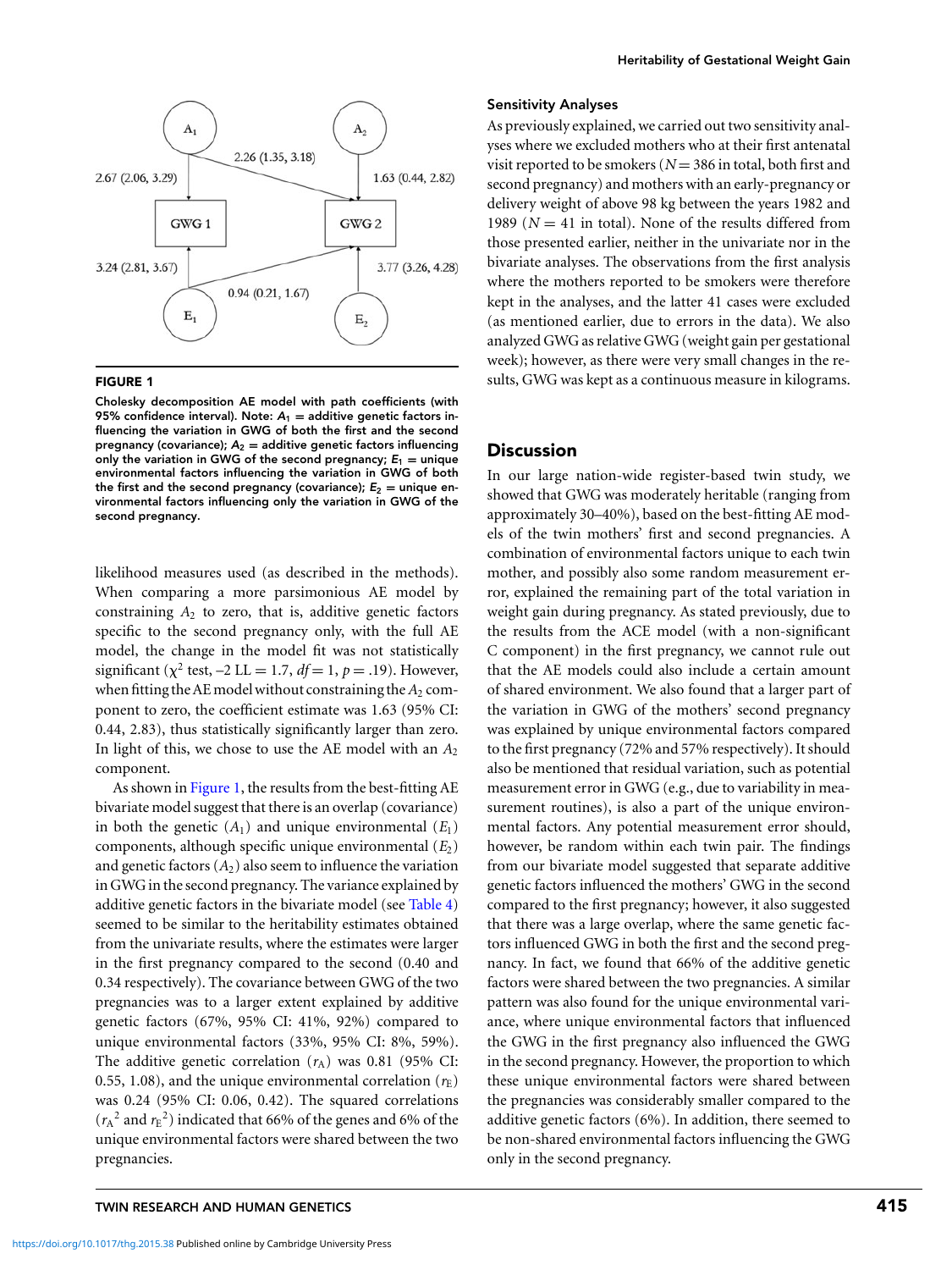A₁

A₂

2.26 (1.35, 3.18)

2.67 (2.06, 3.29)

1.63 (0.44, 2.82)

GWG 1

GWG 2

3.24 (2.81, 3.67)

3.77 (3.26, 4.28)

0.94 (0.21, 1.67)

E₁

E₂

**FIGURE 1**

**Cholesky decomposition AE model with path coefficients (with 95% confidence interval). Note: $A_1$ = additive genetic factors influencing the variation in GWG of both the first and the second pregnancy (covariance); $A_2$ = additive genetic factors influencing only the variation in GWG of the second pregnancy; $E_1$ = unique environmental factors influencing the variation in GWG of both the first and the second pregnancy (covariance); $E_2$ = unique environmental factors influencing only the variation in GWG of the second pregnancy.**

likelihood measures used (as described in the methods). When comparing a more parsimonious AE model by constraining $A_2$ to zero, that is, additive genetic factors specific to the second pregnancy only, with the full AE model, the change in the model fit was not statistically significant ($\chi^2$ test, −2 LL = 1.7, $df = 1$, $p = .19$). However, when fitting the AE model without constraining the $A_2$ component to zero, the coefficient estimate was 1.63 (95% CI: 0.44, 2.83), thus statistically significantly larger than zero. In light of this, we chose to use the AE model with an $A_2$ component.

As shown in Figure 1, the results from the best-fitting AE bivariate model suggest that there is an overlap (covariance) in both the genetic ($A_1$) and unique environmental ($E_1$) components, although specific unique environmental ($E_2$) and genetic factors ($A_2$) also seem to influence the variation in GWG in the second pregnancy. The variance explained by additive genetic factors in the bivariate model (see Table 4) seemed to be similar to the heritability estimates obtained from the univariate results, where the estimates were larger in the first pregnancy compared to the second (0.40 and 0.34 respectively). The covariance between GWG of the two pregnancies was to a larger extent explained by additive genetic factors (67%, 95% CI: 41%, 92%) compared to unique environmental factors (33%, 95% CI: 8%, 59%). The additive genetic correlation ($r_A$) was 0.81 (95% CI: 0.55, 1.08), and the unique environmental correlation ($r_E$) was 0.24 (95% CI: 0.06, 0.42). The squared correlations ($r_A^2$ and $r_E^2$) indicated that 66% of the genes and 6% of the unique environmental factors were shared between the two pregnancies.

### Sensitivity Analyses

As previously explained, we carried out two sensitivity analyses where we excluded mothers who at their first antenatal visit reported to be smokers ($N = 386$ in total, both first and second pregnancy) and mothers with an early-pregnancy or delivery weight of above 98 kg between the years 1982 and 1989 ($N = 41$ in total). None of the results differed from those presented earlier, neither in the univariate nor in the bivariate analyses. The observations from the first analysis where the mothers reported to be smokers were therefore kept in the analyses, and the latter 41 cases were excluded (as mentioned earlier, due to errors in the data). We also analyzed GWG as relative GWG (weight gain per gestational week); however, as there were very small changes in the results, GWG was kept as a continuous measure in kilograms.

## Discussion

In our large nation-wide register-based twin study, we showed that GWG was moderately heritable (ranging from approximately 30–40%), based on the best-fitting AE models of the twin mothers' first and second pregnancies. A combination of environmental factors unique to each twin mother, and possibly also some random measurement error, explained the remaining part of the total variation in weight gain during pregnancy. As stated previously, due to the results from the ACE model (with a non-significant C component) in the first pregnancy, we cannot rule out that the AE models could also include a certain amount of shared environment. We also found that a larger part of the variation in GWG of the mothers' second pregnancy was explained by unique environmental factors compared to the first pregnancy (72% and 57% respectively). It should also be mentioned that residual variation, such as potential measurement error in GWG (e.g., due to variability in measurement routines), is also a part of the unique environmental factors. Any potential measurement error should, however, be random within each twin pair. The findings from our bivariate model suggested that separate additive genetic factors influenced the mothers' GWG in the second compared to the first pregnancy; however, it also suggested that there was a large overlap, where the same genetic factors influenced GWG in both the first and the second pregnancy. In fact, we found that 66% of the additive genetic factors were shared between the two pregnancies. A similar pattern was also found for the unique environmental variance, where unique environmental factors that influenced the GWG in the first pregnancy also influenced the GWG in the second pregnancy. However, the proportion to which these unique environmental factors were shared between the pregnancies was considerably smaller compared to the additive genetic factors (6%). In addition, there seemed to be non-shared environmental factors influencing the GWG only in the second pregnancy.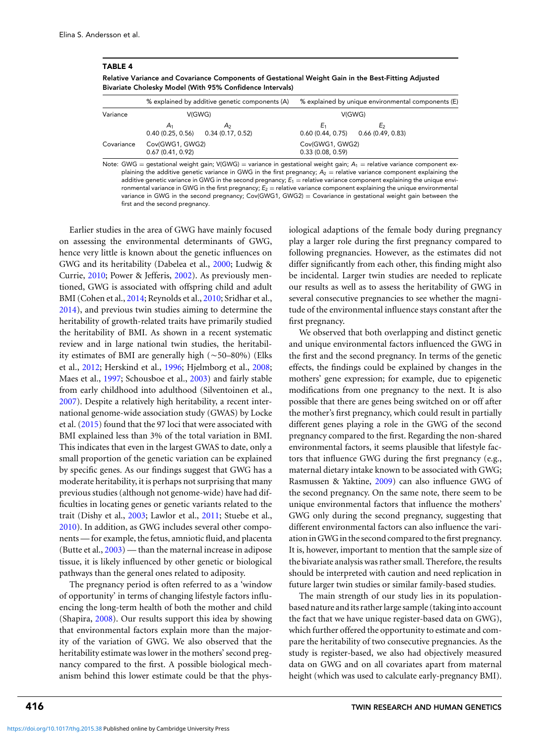**TABLE 4**

**Relative Variance and Covariance Components of Gestational Weight Gain in the Best-Fitting Adjusted Bivariate Cholesky Model (With 95% Confidence Intervals)**

| | % explained by additive genetic components (A) | | % explained by unique environmental components (E) | |
|---|---|---|---|---|
| Variance | V(GWG) | | V(GWG) | |
| | $A_1$<br>0.40 (0.25, 0.56) | $A_2$<br>0.34 (0.17, 0.52) | $E_1$<br>0.60 (0.44, 0.75) | $E_2$<br>0.66 (0.49, 0.83) |
| Covariance | Cov(GWG1, GWG2)<br>0.67 (0.41, 0.92) | | Cov(GWG1, GWG2)<br>0.33 (0.08, 0.59) | |

Note: GWG = gestational weight gain; V(GWG) = variance in gestational weight gain; $A_1$ = relative variance component explaining the additive genetic variance in GWG in the first pregnancy; $A_2$ = relative variance component explaining the additive genetic variance in GWG in the second pregnancy; $E_1$ = relative variance component explaining the unique environmental variance in GWG in the first pregnancy; $E_2$ = relative variance component explaining the unique environmental variance in GWG in the second pregnancy; Cov(GWG1, GWG2) = Covariance in gestational weight gain between the first and the second pregnancy.

Earlier studies in the area of GWG have mainly focused on assessing the environmental determinants of GWG, hence very little is known about the genetic influences on GWG and its heritability (Dabelea et al., 2000; Ludwig & Currie, 2010; Power & Jefferis, 2002). As previously mentioned, GWG is associated with offspring child and adult BMI (Cohen et al., 2014; Reynolds et al., 2010; Sridhar et al., 2014), and previous twin studies aiming to determine the heritability of growth-related traits have primarily studied the heritability of BMI. As shown in a recent systematic review and in large national twin studies, the heritability estimates of BMI are generally high (~50–80%) (Elks et al., 2012; Herskind et al., 1996; Hjelmborg et al., 2008; Maes et al., 1997; Schousboe et al., 2003) and fairly stable from early childhood into adulthood (Silventoinen et al., 2007). Despite a relatively high heritability, a recent international genome-wide association study (GWAS) by Locke et al. (2015) found that the 97 loci that were associated with BMI explained less than 3% of the total variation in BMI. This indicates that even in the largest GWAS to date, only a small proportion of the genetic variation can be explained by specific genes. As our findings suggest that GWG has a moderate heritability, it is perhaps not surprising that many previous studies (although not genome-wide) have had difficulties in locating genes or genetic variants related to the trait (Dishy et al., 2003; Lawlor et al., 2011; Stuebe et al., 2010). In addition, as GWG includes several other components — for example, the fetus, amniotic fluid, and placenta (Butte et al., 2003) — than the maternal increase in adipose tissue, it is likely influenced by other genetic or biological pathways than the general ones related to adiposity.

The pregnancy period is often referred to as a 'window of opportunity' in terms of changing lifestyle factors influencing the long-term health of both the mother and child (Shapira, 2008). Our results support this idea by showing that environmental factors explain more than the majority of the variation of GWG. We also observed that the heritability estimate was lower in the mothers' second pregnancy compared to the first. A possible biological mechanism behind this lower estimate could be that the physiological adaptions of the female body during pregnancy play a larger role during the first pregnancy compared to following pregnancies. However, as the estimates did not differ significantly from each other, this finding might also be incidental. Larger twin studies are needed to replicate our results as well as to assess the heritability of GWG in several consecutive pregnancies to see whether the magnitude of the environmental influence stays constant after the first pregnancy.

We observed that both overlapping and distinct genetic and unique environmental factors influenced the GWG in the first and the second pregnancy. In terms of the genetic effects, the findings could be explained by changes in the mothers' gene expression; for example, due to epigenetic modifications from one pregnancy to the next. It is also possible that there are genes being switched on or off after the mother's first pregnancy, which could result in partially different genes playing a role in the GWG of the second pregnancy compared to the first. Regarding the non-shared environmental factors, it seems plausible that lifestyle factors that influence GWG during the first pregnancy (e.g., maternal dietary intake known to be associated with GWG; Rasmussen & Yaktine, 2009) can also influence GWG of the second pregnancy. On the same note, there seem to be unique environmental factors that influence the mothers' GWG only during the second pregnancy, suggesting that different environmental factors can also influence the variation in GWG in the second compared to the first pregnancy. It is, however, important to mention that the sample size of the bivariate analysis was rather small. Therefore, the results should be interpreted with caution and need replication in future larger twin studies or similar family-based studies.

The main strength of our study lies in its population-based nature and its rather large sample (taking into account the fact that we have unique register-based data on GWG), which further offered the opportunity to estimate and compare the heritability of two consecutive pregnancies. As the study is register-based, we also had objectively measured data on GWG and on all covariates apart from maternal height (which was used to calculate early-pregnancy BMI).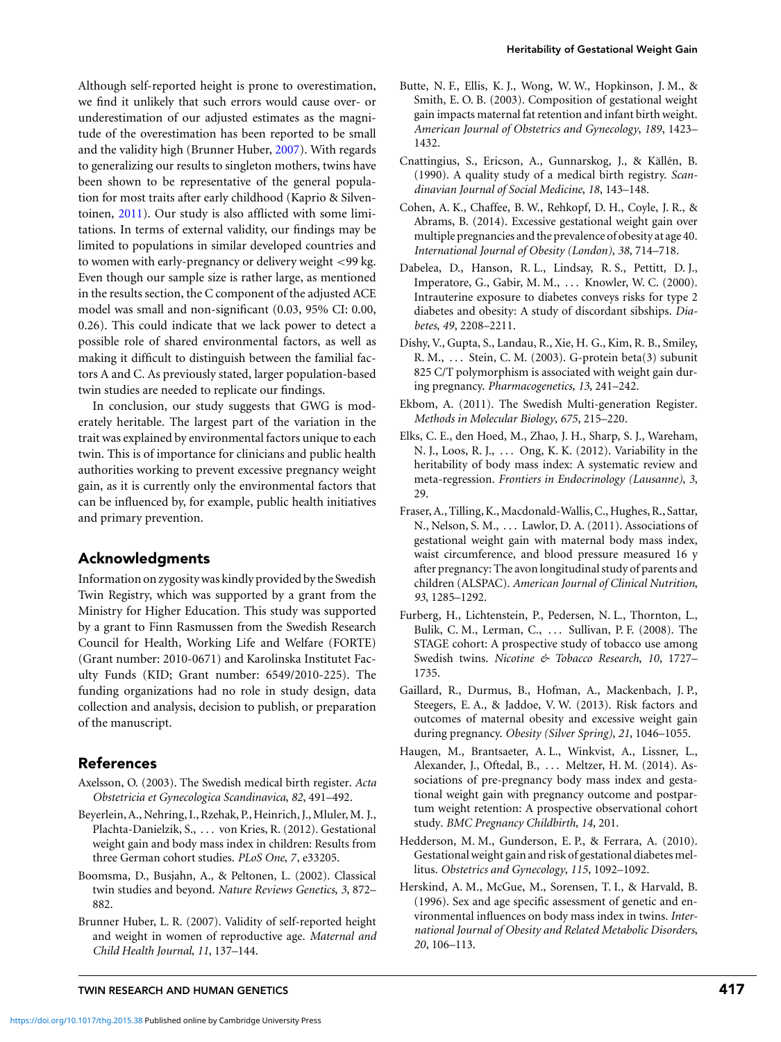Although self-reported height is prone to overestimation, we find it unlikely that such errors would cause over- or underestimation of our adjusted estimates as the magnitude of the overestimation has been reported to be small and the validity high (Brunner Huber, 2007). With regards to generalizing our results to singleton mothers, twins have been shown to be representative of the general population for most traits after early childhood (Kaprio & Silventoinen, 2011). Our study is also afflicted with some limitations. In terms of external validity, our findings may be limited to populations in similar developed countries and to women with early-pregnancy or delivery weight <99 kg. Even though our sample size is rather large, as mentioned in the results section, the C component of the adjusted ACE model was small and non-significant (0.03, 95% CI: 0.00, 0.26). This could indicate that we lack power to detect a possible role of shared environmental factors, as well as making it difficult to distinguish between the familial factors A and C. As previously stated, larger population-based twin studies are needed to replicate our findings.

In conclusion, our study suggests that GWG is moderately heritable. The largest part of the variation in the trait was explained by environmental factors unique to each twin. This is of importance for clinicians and public health authorities working to prevent excessive pregnancy weight gain, as it is currently only the environmental factors that can be influenced by, for example, public health initiatives and primary prevention.

## Acknowledgments

Information on zygosity was kindly provided by the Swedish Twin Registry, which was supported by a grant from the Ministry for Higher Education. This study was supported by a grant to Finn Rasmussen from the Swedish Research Council for Health, Working Life and Welfare (FORTE) (Grant number: 2010-0671) and Karolinska Institutet Faculty Funds (KID; Grant number: 6549/2010-225). The funding organizations had no role in study design, data collection and analysis, decision to publish, or preparation of the manuscript.

## References

Axelsson, O. (2003). The Swedish medical birth register. *Acta Obstetricia et Gynecologica Scandinavica*, *82*, 491–492.

Beyerlein, A., Nehring, I., Rzehak, P., Heinrich, J., Mluler, M. J., Plachta-Danielzik, S., ... von Kries, R. (2012). Gestational weight gain and body mass index in children: Results from three German cohort studies. *PLoS One*, *7*, e33205.

Boomsma, D., Busjahn, A., & Peltonen, L. (2002). Classical twin studies and beyond. *Nature Reviews Genetics*, *3*, 872–882.

Brunner Huber, L. R. (2007). Validity of self-reported height and weight in women of reproductive age. *Maternal and Child Health Journal*, *11*, 137–144.

Butte, N. F., Ellis, K. J., Wong, W. W., Hopkinson, J. M., & Smith, E. O. B. (2003). Composition of gestational weight gain impacts maternal fat retention and infant birth weight. *American Journal of Obstetrics and Gynecology*, *189*, 1423–1432.

Cnattingius, S., Ericson, A., Gunnarskog, J., & Källén, B. (1990). A quality study of a medical birth registry. *Scandinavian Journal of Social Medicine*, *18*, 143–148.

Cohen, A. K., Chaffee, B. W., Rehkopf, D. H., Coyle, J. R., & Abrams, B. (2014). Excessive gestational weight gain over multiple pregnancies and the prevalence of obesity at age 40. *International Journal of Obesity (London)*, *38*, 714–718.

Dabelea, D., Hanson, R. L., Lindsay, R. S., Pettitt, D. J., Imperatore, G., Gabir, M. M., ... Knowler, W. C. (2000). Intrauterine exposure to diabetes conveys risks for type 2 diabetes and obesity: A study of discordant sibships. *Diabetes*, *49*, 2208–2211.

Dishy, V., Gupta, S., Landau, R., Xie, H. G., Kim, R. B., Smiley, R. M., ... Stein, C. M. (2003). G-protein beta(3) subunit 825 C/T polymorphism is associated with weight gain during pregnancy. *Pharmacogenetics*, *13*, 241–242.

Ekbom, A. (2011). The Swedish Multi-generation Register. *Methods in Molecular Biology*, *675*, 215–220.

Elks, C. E., den Hoed, M., Zhao, J. H., Sharp, S. J., Wareham, N. J., Loos, R. J., ... Ong, K. K. (2012). Variability in the heritability of body mass index: A systematic review and meta-regression. *Frontiers in Endocrinology (Lausanne)*, *3*, 29.

Fraser, A., Tilling, K., Macdonald-Wallis, C., Hughes, R., Sattar, N., Nelson, S. M., ... Lawlor, D. A. (2011). Associations of gestational weight gain with maternal body mass index, waist circumference, and blood pressure measured 16 y after pregnancy: The avon longitudinal study of parents and children (ALSPAC). *American Journal of Clinical Nutrition*, *93*, 1285–1292.

Furberg, H., Lichtenstein, P., Pedersen, N. L., Thornton, L., Bulik, C. M., Lerman, C., ... Sullivan, P. F. (2008). The STAGE cohort: A prospective study of tobacco use among Swedish twins. *Nicotine & Tobacco Research*, *10*, 1727–1735.

Gaillard, R., Durmus, B., Hofman, A., Mackenbach, J. P., Steegers, E. A., & Jaddoe, V. W. (2013). Risk factors and outcomes of maternal obesity and excessive weight gain during pregnancy. *Obesity (Silver Spring)*, *21*, 1046–1055.

Haugen, M., Brantsaeter, A. L., Winkvist, A., Lissner, L., Alexander, J., Oftedal, B., ... Meltzer, H. M. (2014). Associations of pre-pregnancy body mass index and gestational weight gain with pregnancy outcome and postpartum weight retention: A prospective observational cohort study. *BMC Pregnancy Childbirth*, *14*, 201.

Hedderson, M. M., Gunderson, E. P., & Ferrara, A. (2010). Gestational weight gain and risk of gestational diabetes mellitus. *Obstetrics and Gynecology*, *115*, 1092–1092.

Herskind, A. M., McGue, M., Sorensen, T. I., & Harvald, B. (1996). Sex and age specific assessment of genetic and environmental influences on body mass index in twins. *International Journal of Obesity and Related Metabolic Disorders*, *20*, 106–113.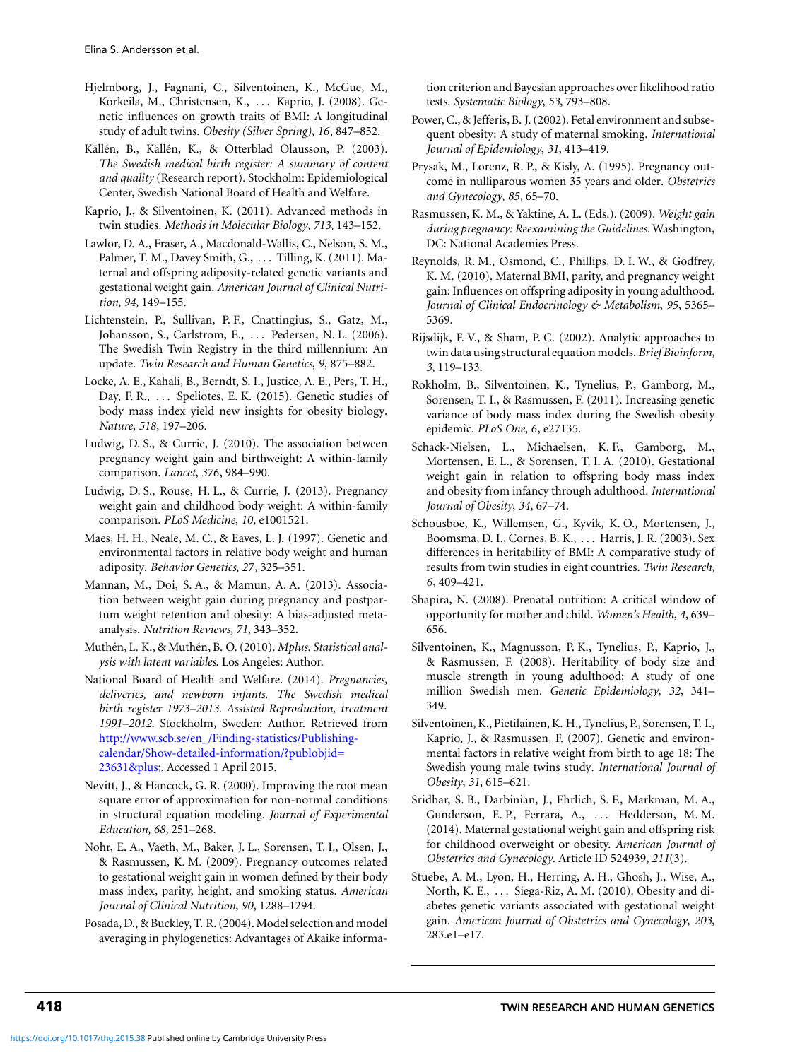Hjelmborg, J., Fagnani, C., Silventoinen, K., McGue, M., Korkeila, M., Christensen, K., . . . Kaprio, J. (2008). Genetic influences on growth traits of BMI: A longitudinal study of adult twins. *Obesity (Silver Spring)*, *16*, 847–852.

Källén, B., Källén, K., & Otterblad Olausson, P. (2003). *The Swedish medical birth register: A summary of content and quality* (Research report). Stockholm: Epidemiological Center, Swedish National Board of Health and Welfare.

Kaprio, J., & Silventoinen, K. (2011). Advanced methods in twin studies. *Methods in Molecular Biology*, *713*, 143–152.

Lawlor, D. A., Fraser, A., Macdonald-Wallis, C., Nelson, S. M., Palmer, T. M., Davey Smith, G., . . . Tilling, K. (2011). Maternal and offspring adiposity-related genetic variants and gestational weight gain. *American Journal of Clinical Nutrition*, *94*, 149–155.

Lichtenstein, P., Sullivan, P. F., Cnattingius, S., Gatz, M., Johansson, S., Carlstrom, E., . . . Pedersen, N. L. (2006). The Swedish Twin Registry in the third millennium: An update. *Twin Research and Human Genetics*, *9*, 875–882.

Locke, A. E., Kahali, B., Berndt, S. I., Justice, A. E., Pers, T. H., Day, F. R., . . . Speliotes, E. K. (2015). Genetic studies of body mass index yield new insights for obesity biology. *Nature*, *518*, 197–206.

Ludwig, D. S., & Currie, J. (2010). The association between pregnancy weight gain and birthweight: A within-family comparison. *Lancet*, *376*, 984–990.

Ludwig, D. S., Rouse, H. L., & Currie, J. (2013). Pregnancy weight gain and childhood body weight: A within-family comparison. *PLoS Medicine*, *10*, e1001521.

Maes, H. H., Neale, M. C., & Eaves, L. J. (1997). Genetic and environmental factors in relative body weight and human adiposity. *Behavior Genetics*, *27*, 325–351.

Mannan, M., Doi, S. A., & Mamun, A. A. (2013). Association between weight gain during pregnancy and postpartum weight retention and obesity: A bias-adjusted meta-analysis. *Nutrition Reviews*, *71*, 343–352.

Muthén, L. K., & Muthén, B. O. (2010). *Mplus. Statistical analysis with latent variables.* Los Angeles: Author.

National Board of Health and Welfare. (2014). *Pregnancies, deliveries, and newborn infants. The Swedish medical birth register 1973–2013. Assisted Reproduction, treatment 1991–2012.* Stockholm, Sweden: Author. Retrieved from http://www.scb.se/en_/Finding-statistics/Publishing-calendar/Show-detailed-information/?publobjid=23631&plus;. Accessed 1 April 2015.

Nevitt, J., & Hancock, G. R. (2000). Improving the root mean square error of approximation for non-normal conditions in structural equation modeling. *Journal of Experimental Education*, *68*, 251–268.

Nohr, E. A., Vaeth, M., Baker, J. L., Sorensen, T. I., Olsen, J., & Rasmussen, K. M. (2009). Pregnancy outcomes related to gestational weight gain in women defined by their body mass index, parity, height, and smoking status. *American Journal of Clinical Nutrition*, *90*, 1288–1294.

Posada, D., & Buckley, T. R. (2004). Model selection and model averaging in phylogenetics: Advantages of Akaike information criterion and Bayesian approaches over likelihood ratio tests. *Systematic Biology*, *53*, 793–808.

Power, C., & Jefferis, B. J. (2002). Fetal environment and subsequent obesity: A study of maternal smoking. *International Journal of Epidemiology*, *31*, 413–419.

Prysak, M., Lorenz, R. P., & Kisly, A. (1995). Pregnancy outcome in nulliparous women 35 years and older. *Obstetrics and Gynecology*, *85*, 65–70.

Rasmussen, K. M., & Yaktine, A. L. (Eds.). (2009). *Weight gain during pregnancy: Reexamining the Guidelines.* Washington, DC: National Academies Press.

Reynolds, R. M., Osmond, C., Phillips, D. I. W., & Godfrey, K. M. (2010). Maternal BMI, parity, and pregnancy weight gain: Influences on offspring adiposity in young adulthood. *Journal of Clinical Endocrinology & Metabolism*, *95*, 5365–5369.

Rijsdijk, F. V., & Sham, P. C. (2002). Analytic approaches to twin data using structural equation models. *Brief Bioinform*, *3*, 119–133.

Rokholm, B., Silventoinen, K., Tynelius, P., Gamborg, M., Sorensen, T. I., & Rasmussen, F. (2011). Increasing genetic variance of body mass index during the Swedish obesity epidemic. *PLoS One*, *6*, e27135.

Schack-Nielsen, L., Michaelsen, K. F., Gamborg, M., Mortensen, E. L., & Sorensen, T. I. A. (2010). Gestational weight gain in relation to offspring body mass index and obesity from infancy through adulthood. *International Journal of Obesity*, *34*, 67–74.

Schousboe, K., Willemsen, G., Kyvik, K. O., Mortensen, J., Boomsma, D. I., Cornes, B. K., . . . Harris, J. R. (2003). Sex differences in heritability of BMI: A comparative study of results from twin studies in eight countries. *Twin Research*, *6*, 409–421.

Shapira, N. (2008). Prenatal nutrition: A critical window of opportunity for mother and child. *Women's Health*, *4*, 639–656.

Silventoinen, K., Magnusson, P. K., Tynelius, P., Kaprio, J., & Rasmussen, F. (2008). Heritability of body size and muscle strength in young adulthood: A study of one million Swedish men. *Genetic Epidemiology*, *32*, 341–349.

Silventoinen, K., Pietilainen, K. H., Tynelius, P., Sorensen, T. I., Kaprio, J., & Rasmussen, F. (2007). Genetic and environmental factors in relative weight from birth to age 18: The Swedish young male twins study. *International Journal of Obesity*, *31*, 615–621.

Sridhar, S. B., Darbinian, J., Ehrlich, S. F., Markman, M. A., Gunderson, E. P., Ferrara, A., . . . Hedderson, M. M. (2014). Maternal gestational weight gain and offspring risk for childhood overweight or obesity. *American Journal of Obstetrics and Gynecology*. Article ID 524939, *211*(3).

Stuebe, A. M., Lyon, H., Herring, A. H., Ghosh, J., Wise, A., North, K. E., . . . Siega-Riz, A. M. (2010). Obesity and diabetes genetic variants associated with gestational weight gain. *American Journal of Obstetrics and Gynecology*, *203*, 283.e1–e17.